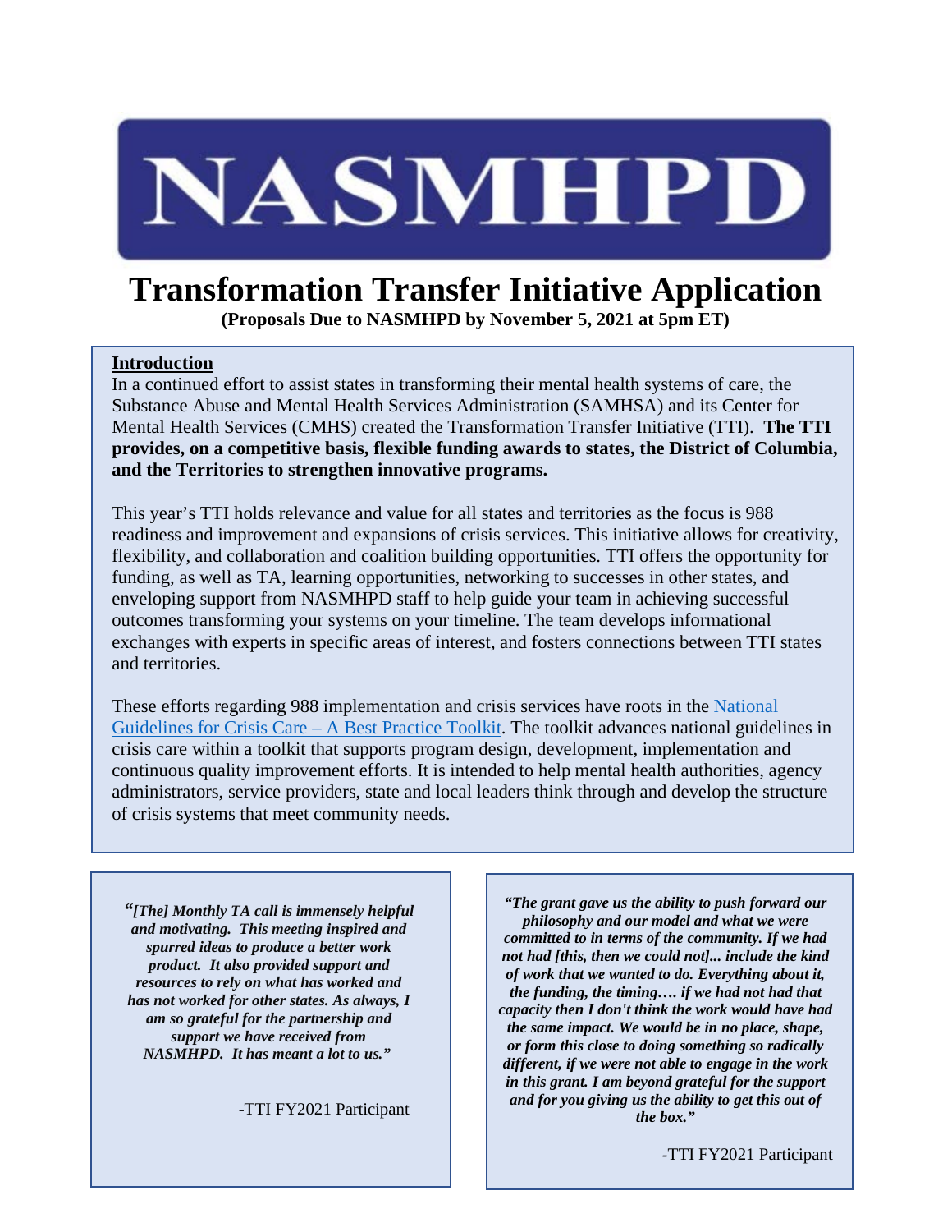# NASMHPD

# Transformation Transfer Initiative Application

**(Proposals Due to NASMHPD by November 5, 2021 at 5pm ET)**

**Introduction**

In a continued effort to assist states in transforming their mental health systems of care, the Substance Abuse and Mental Health Services Administration (SAMHSA) and its Center for Mental Health Services (CMHS) created the Transformation Transfer Initiative (TTI). **The TTI provides, on a competitive basis, flexible funding awards to states, the District of Columbia, and the Territories to strengthen innovative programs.**

This year's TTI holds relevance and value for all states and territories as the focus is 988 readiness and improvement and expansions of crisis services. This initiative allows for creativity, flexibility, and collaboration and coalition building opportunities. TTI offers the opportunity for funding, as well as TA, learning opportunities, networking to successes in other states, and enveloping support from NASMHPD staff to help guide your team in achieving successful outcomes transforming your systems on your timeline. The team develops informational exchanges with experts in specific areas of interest, and fosters connections between TTI states and territories.

These efforts regarding 988 implementation and crisis services have roots in the National Guidelines for Crisis Care – A Best Practice Toolkit. The toolkit advances national guidelines in crisis care within a toolkit that supports program design, development, implementation and continuous quality improvement efforts. It is intended to help mental health authorities, agency administrators, service providers, state and local leaders think through and develop the structure of crisis systems that meet community needs.

***"[The] Monthly TA call is immensely helpful and motivating. This meeting inspired and spurred ideas to produce a better work product. It also provided support and resources to rely on what has worked and has not worked for other states. As always, I am so grateful for the partnership and support we have received from NASMHPD. It has meant a lot to us."***

-TTI FY2021 Participant

***"The grant gave us the ability to push forward our philosophy and our model and what we were committed to in terms of the community. If we had not had [this, then we could not]... include the kind of work that we wanted to do. Everything about it, the funding, the timing…. if we had not had that capacity then I don't think the work would have had the same impact. We would be in no place, shape, or form this close to doing something so radically different, if we were not able to engage in the work in this grant. I am beyond grateful for the support and for you giving us the ability to get this out of the box."***

-TTI FY2021 Participant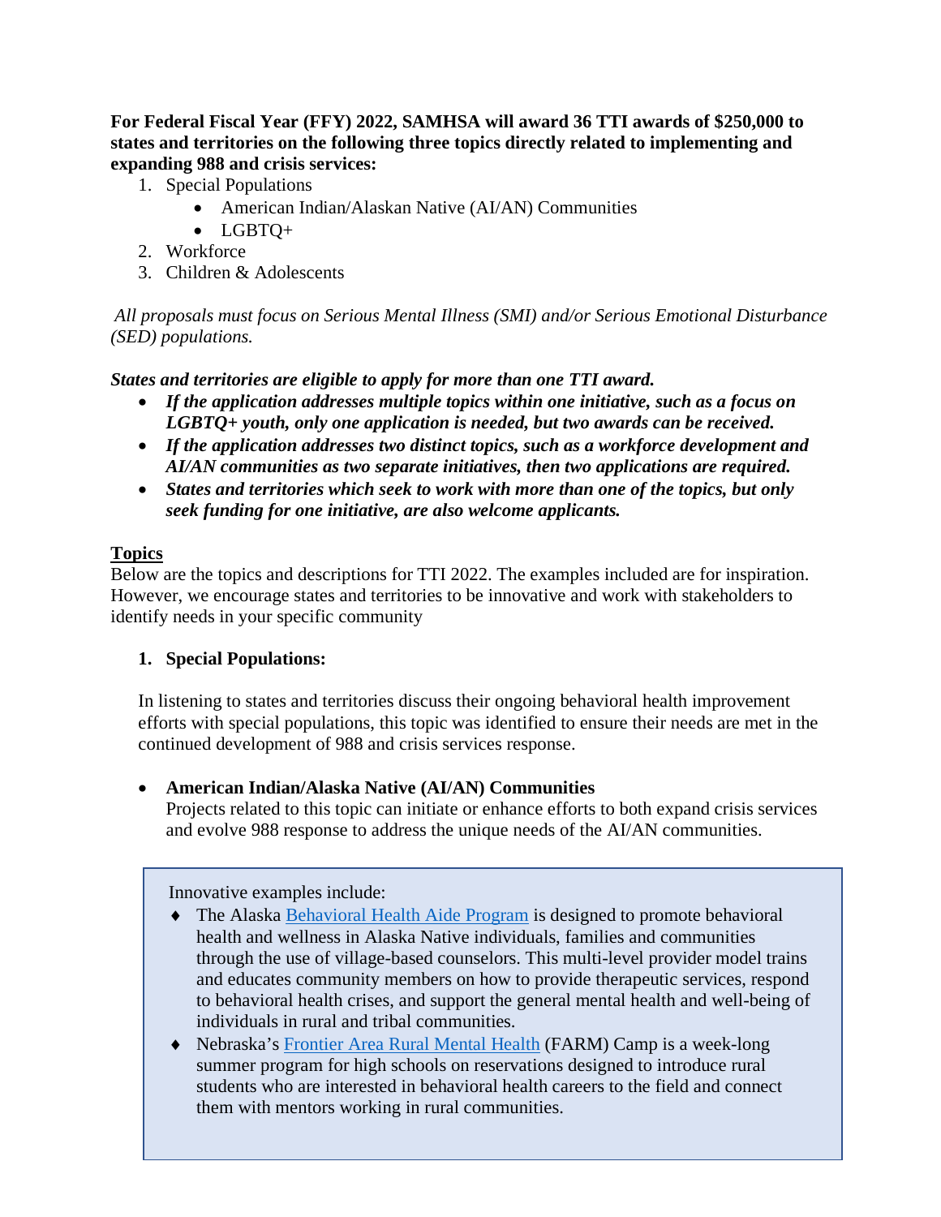**For Federal Fiscal Year (FFY) 2022, SAMHSA will award 36 TTI awards of $250,000 to states and territories on the following three topics directly related to implementing and expanding 988 and crisis services:**

1. Special Populations
   - American Indian/Alaskan Native (AI/AN) Communities
   - LGBTQ+
2. Workforce
3. Children & Adolescents

*All proposals must focus on Serious Mental Illness (SMI) and/or Serious Emotional Disturbance (SED) populations.*

***States and territories are eligible to apply for more than one TTI award.***

- ***If the application addresses multiple topics within one initiative, such as a focus on LGBTQ+ youth, only one application is needed, but two awards can be received.***
- ***If the application addresses two distinct topics, such as a workforce development and AI/AN communities as two separate initiatives, then two applications are required.***
- ***States and territories which seek to work with more than one of the topics, but only seek funding for one initiative, are also welcome applicants.***

## Topics

Below are the topics and descriptions for TTI 2022. The examples included are for inspiration. However, we encourage states and territories to be innovative and work with stakeholders to identify needs in your specific community

### 1. Special Populations:

In listening to states and territories discuss their ongoing behavioral health improvement efforts with special populations, this topic was identified to ensure their needs are met in the continued development of 988 and crisis services response.

- **American Indian/Alaska Native (AI/AN) Communities**
  Projects related to this topic can initiate or enhance efforts to both expand crisis services and evolve 988 response to address the unique needs of the AI/AN communities.

> Innovative examples include:
>
> - The Alaska Behavioral Health Aide Program is designed to promote behavioral health and wellness in Alaska Native individuals, families and communities through the use of village-based counselors. This multi-level provider model trains and educates community members on how to provide therapeutic services, respond to behavioral health crises, and support the general mental health and well-being of individuals in rural and tribal communities.
> - Nebraska's Frontier Area Rural Mental Health (FARM) Camp is a week-long summer program for high schools on reservations designed to introduce rural students who are interested in behavioral health careers to the field and connect them with mentors working in rural communities.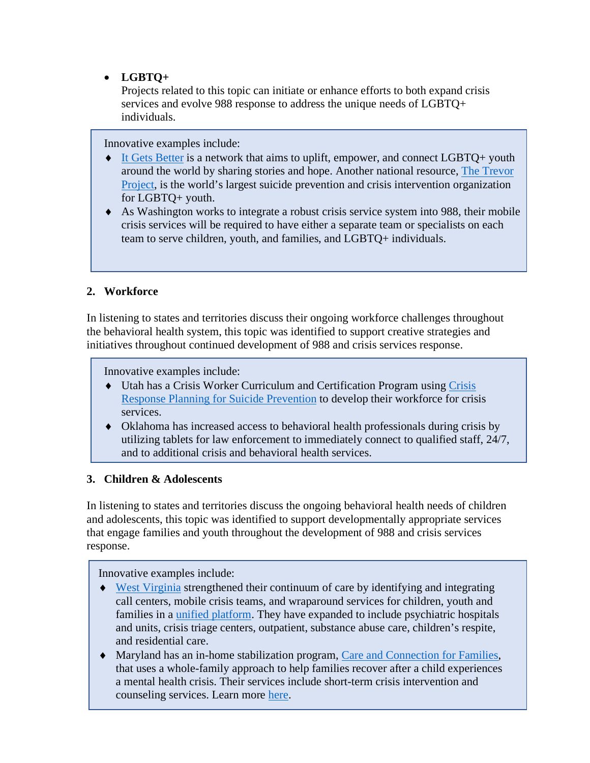- **LGBTQ+**
  Projects related to this topic can initiate or enhance efforts to both expand crisis services and evolve 988 response to address the unique needs of LGBTQ+ individuals.

> Innovative examples include:
> - It Gets Better is a network that aims to uplift, empower, and connect LGBTQ+ youth around the world by sharing stories and hope. Another national resource, The Trevor Project, is the world's largest suicide prevention and crisis intervention organization for LGBTQ+ youth.
> - As Washington works to integrate a robust crisis service system into 988, their mobile crisis services will be required to have either a separate team or specialists on each team to serve children, youth, and families, and LGBTQ+ individuals.

## 2. Workforce

In listening to states and territories discuss their ongoing workforce challenges throughout the behavioral health system, this topic was identified to support creative strategies and initiatives throughout continued development of 988 and crisis services response.

> Innovative examples include:
> - Utah has a Crisis Worker Curriculum and Certification Program using Crisis Response Planning for Suicide Prevention to develop their workforce for crisis services.
> - Oklahoma has increased access to behavioral health professionals during crisis by utilizing tablets for law enforcement to immediately connect to qualified staff, 24/7, and to additional crisis and behavioral health services.

## 3. Children & Adolescents

In listening to states and territories discuss the ongoing behavioral health needs of children and adolescents, this topic was identified to support developmentally appropriate services that engage families and youth throughout the development of 988 and crisis services response.

> Innovative examples include:
> - West Virginia strengthened their continuum of care by identifying and integrating call centers, mobile crisis teams, and wraparound services for children, youth and families in a unified platform. They have expanded to include psychiatric hospitals and units, crisis triage centers, outpatient, substance abuse care, children's respite, and residential care.
> - Maryland has an in-home stabilization program, Care and Connection for Families, that uses a whole-family approach to help families recover after a child experiences a mental health crisis. Their services include short-term crisis intervention and counseling services. Learn more here.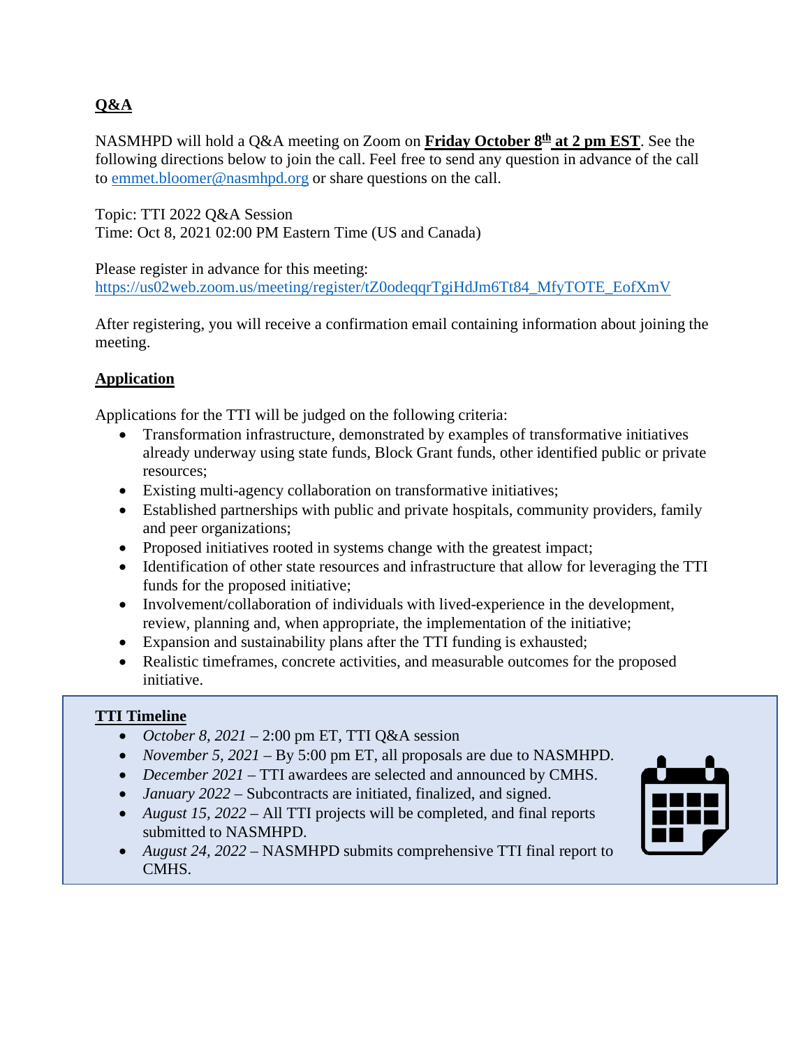## Q&A

NASMHPD will hold a Q&A meeting on Zoom on **Friday October 8th at 2 pm EST**. See the following directions below to join the call. Feel free to send any question in advance of the call to emmet.bloomer@nasmhpd.org or share questions on the call.

Topic: TTI 2022 Q&A Session
Time: Oct 8, 2021 02:00 PM Eastern Time (US and Canada)

Please register in advance for this meeting:
https://us02web.zoom.us/meeting/register/tZ0odeqqrTgiHdJm6Tt84_MfyTOTE_EofXmV

After registering, you will receive a confirmation email containing information about joining the meeting.

## Application

Applications for the TTI will be judged on the following criteria:

- Transformation infrastructure, demonstrated by examples of transformative initiatives already underway using state funds, Block Grant funds, other identified public or private resources;
- Existing multi-agency collaboration on transformative initiatives;
- Established partnerships with public and private hospitals, community providers, family and peer organizations;
- Proposed initiatives rooted in systems change with the greatest impact;
- Identification of other state resources and infrastructure that allow for leveraging the TTI funds for the proposed initiative;
- Involvement/collaboration of individuals with lived-experience in the development, review, planning and, when appropriate, the implementation of the initiative;
- Expansion and sustainability plans after the TTI funding is exhausted;
- Realistic timeframes, concrete activities, and measurable outcomes for the proposed initiative.

## TTI Timeline

- *October 8, 2021* – 2:00 pm ET, TTI Q&A session
- *November 5, 2021* – By 5:00 pm ET, all proposals are due to NASMHPD.
- *December 2021* – TTI awardees are selected and announced by CMHS.
- *January 2022* – Subcontracts are initiated, finalized, and signed.
- *August 15, 2022* – All TTI projects will be completed, and final reports submitted to NASMHPD.
- *August 24, 2022* – NASMHPD submits comprehensive TTI final report to CMHS.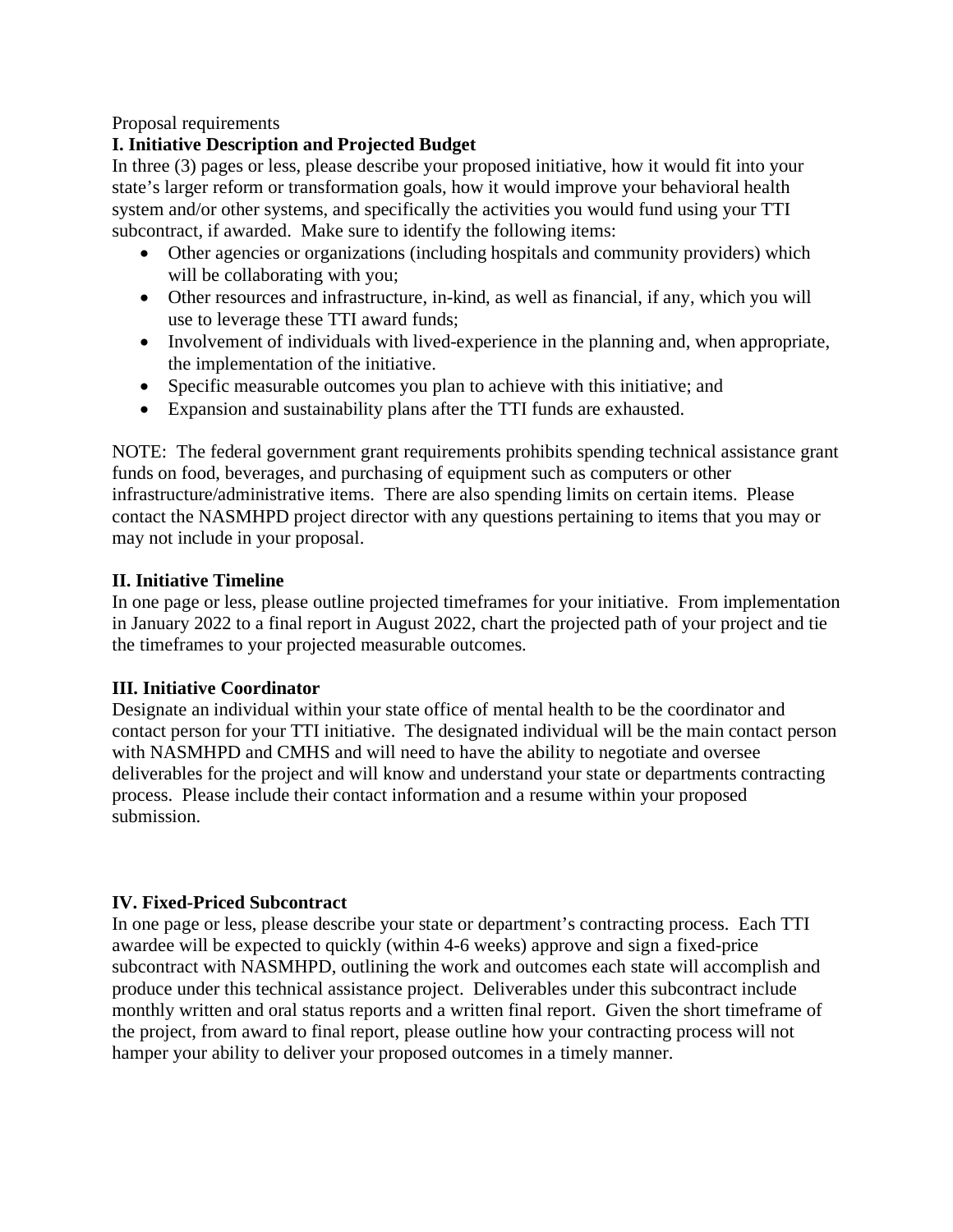Proposal requirements

**I. Initiative Description and Projected Budget**

In three (3) pages or less, please describe your proposed initiative, how it would fit into your state's larger reform or transformation goals, how it would improve your behavioral health system and/or other systems, and specifically the activities you would fund using your TTI subcontract, if awarded. Make sure to identify the following items:

- Other agencies or organizations (including hospitals and community providers) which will be collaborating with you;
- Other resources and infrastructure, in-kind, as well as financial, if any, which you will use to leverage these TTI award funds;
- Involvement of individuals with lived-experience in the planning and, when appropriate, the implementation of the initiative.
- Specific measurable outcomes you plan to achieve with this initiative; and
- Expansion and sustainability plans after the TTI funds are exhausted.

NOTE: The federal government grant requirements prohibits spending technical assistance grant funds on food, beverages, and purchasing of equipment such as computers or other infrastructure/administrative items. There are also spending limits on certain items. Please contact the NASMHPD project director with any questions pertaining to items that you may or may not include in your proposal.

**II. Initiative Timeline**

In one page or less, please outline projected timeframes for your initiative. From implementation in January 2022 to a final report in August 2022, chart the projected path of your project and tie the timeframes to your projected measurable outcomes.

**III. Initiative Coordinator**

Designate an individual within your state office of mental health to be the coordinator and contact person for your TTI initiative. The designated individual will be the main contact person with NASMHPD and CMHS and will need to have the ability to negotiate and oversee deliverables for the project and will know and understand your state or departments contracting process. Please include their contact information and a resume within your proposed submission.

**IV. Fixed-Priced Subcontract**

In one page or less, please describe your state or department's contracting process. Each TTI awardee will be expected to quickly (within 4-6 weeks) approve and sign a fixed-price subcontract with NASMHPD, outlining the work and outcomes each state will accomplish and produce under this technical assistance project. Deliverables under this subcontract include monthly written and oral status reports and a written final report. Given the short timeframe of the project, from award to final report, please outline how your contracting process will not hamper your ability to deliver your proposed outcomes in a timely manner.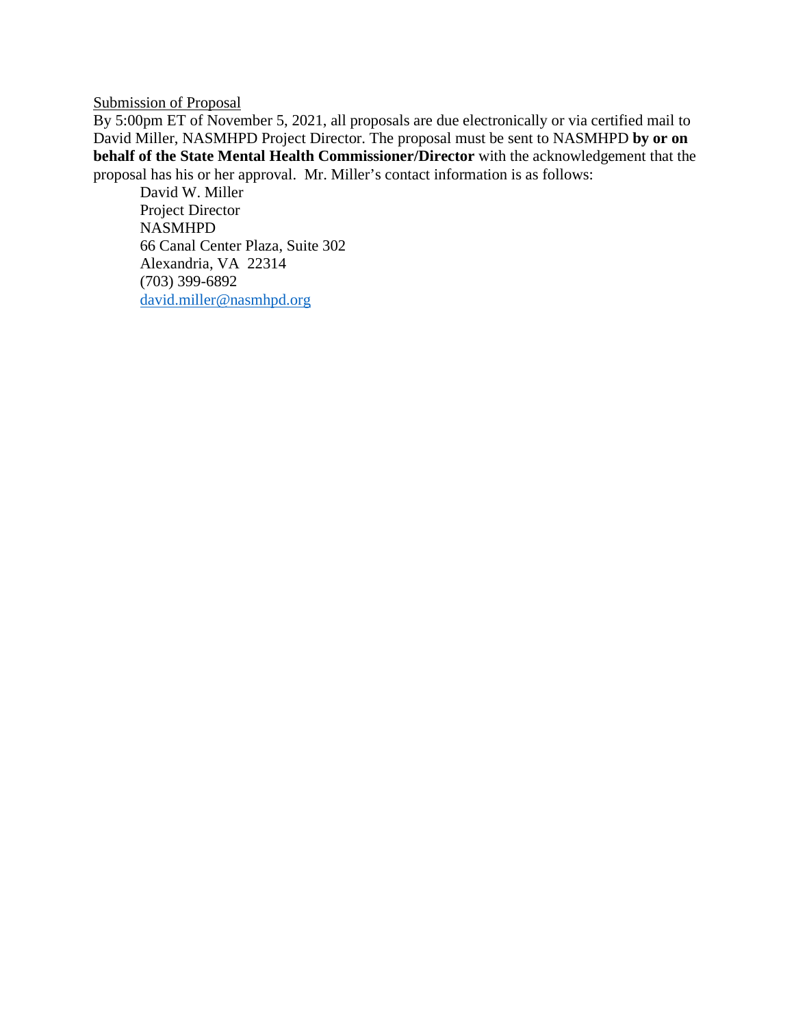Submission of Proposal

By 5:00pm ET of November 5, 2021, all proposals are due electronically or via certified mail to David Miller, NASMHPD Project Director. The proposal must be sent to NASMHPD **by or on behalf of the State Mental Health Commissioner/Director** with the acknowledgement that the proposal has his or her approval. Mr. Miller's contact information is as follows:

David W. Miller
Project Director
NASMHPD
66 Canal Center Plaza, Suite 302
Alexandria, VA 22314
(703) 399-6892
david.miller@nasmhpd.org